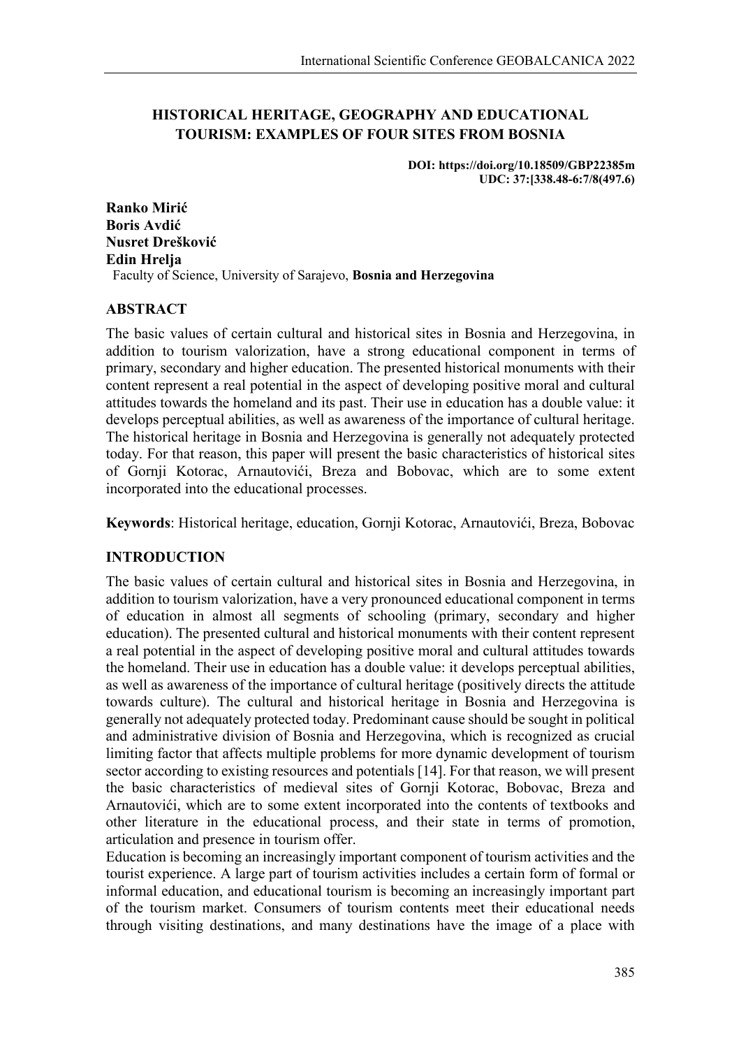# HISTORICAL HERITAGE, GEOGRAPHY AND EDUCATIONAL TOURISM: EXAMPLES OF FOUR SITES FROM BOSNIA

**DOI: https://doi.org/10.18509/GBP22385m**
**UDC: 37:[338.48-6:7/8(497.6)**

**Ranko Mirić**
**Boris Avdić**
**Nusret Drešković**
**Edin Hrelja**
Faculty of Science, University of Sarajevo, **Bosnia and Herzegovina**

## ABSTRACT

The basic values of certain cultural and historical sites in Bosnia and Herzegovina, in addition to tourism valorization, have a strong educational component in terms of primary, secondary and higher education. The presented historical monuments with their content represent a real potential in the aspect of developing positive moral and cultural attitudes towards the homeland and its past. Their use in education has a double value: it develops perceptual abilities, as well as awareness of the importance of cultural heritage. The historical heritage in Bosnia and Herzegovina is generally not adequately protected today. For that reason, this paper will present the basic characteristics of historical sites of Gornji Kotorac, Arnautovići, Breza and Bobovac, which are to some extent incorporated into the educational processes.

**Keywords**: Historical heritage, education, Gornji Kotorac, Arnautovići, Breza, Bobovac

## INTRODUCTION

The basic values of certain cultural and historical sites in Bosnia and Herzegovina, in addition to tourism valorization, have a very pronounced educational component in terms of education in almost all segments of schooling (primary, secondary and higher education). The presented cultural and historical monuments with their content represent a real potential in the aspect of developing positive moral and cultural attitudes towards the homeland. Their use in education has a double value: it develops perceptual abilities, as well as awareness of the importance of cultural heritage (positively directs the attitude towards culture). The cultural and historical heritage in Bosnia and Herzegovina is generally not adequately protected today. Predominant cause should be sought in political and administrative division of Bosnia and Herzegovina, which is recognized as crucial limiting factor that affects multiple problems for more dynamic development of tourism sector according to existing resources and potentials [14]. For that reason, we will present the basic characteristics of medieval sites of Gornji Kotorac, Bobovac, Breza and Arnautovići, which are to some extent incorporated into the contents of textbooks and other literature in the educational process, and their state in terms of promotion, articulation and presence in tourism offer.

Education is becoming an increasingly important component of tourism activities and the tourist experience. A large part of tourism activities includes a certain form of formal or informal education, and educational tourism is becoming an increasingly important part of the tourism market. Consumers of tourism contents meet their educational needs through visiting destinations, and many destinations have the image of a place with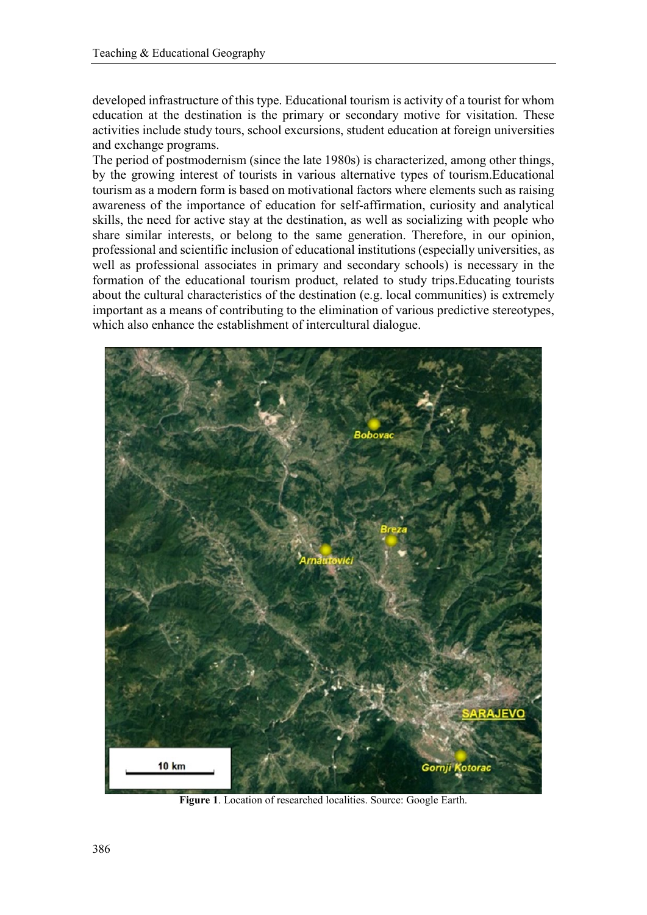developed infrastructure of this type. Educational tourism is activity of a tourist for whom education at the destination is the primary or secondary motive for visitation. These activities include study tours, school excursions, student education at foreign universities and exchange programs.

The period of postmodernism (since the late 1980s) is characterized, among other things, by the growing interest of tourists in various alternative types of tourism.Educational tourism as a modern form is based on motivational factors where elements such as raising awareness of the importance of education for self-affirmation, curiosity and analytical skills, the need for active stay at the destination, as well as socializing with people who share similar interests, or belong to the same generation. Therefore, in our opinion, professional and scientific inclusion of educational institutions (especially universities, as well as professional associates in primary and secondary schools) is necessary in the formation of the educational tourism product, related to study trips.Educating tourists about the cultural characteristics of the destination (e.g. local communities) is extremely important as a means of contributing to the elimination of various predictive stereotypes, which also enhance the establishment of intercultural dialogue.

Bobovac
Breza
Arnautovići
SARAJEVO
Gornji Kotorac
10 km

**Figure 1**. Location of researched localities. Source: Google Earth.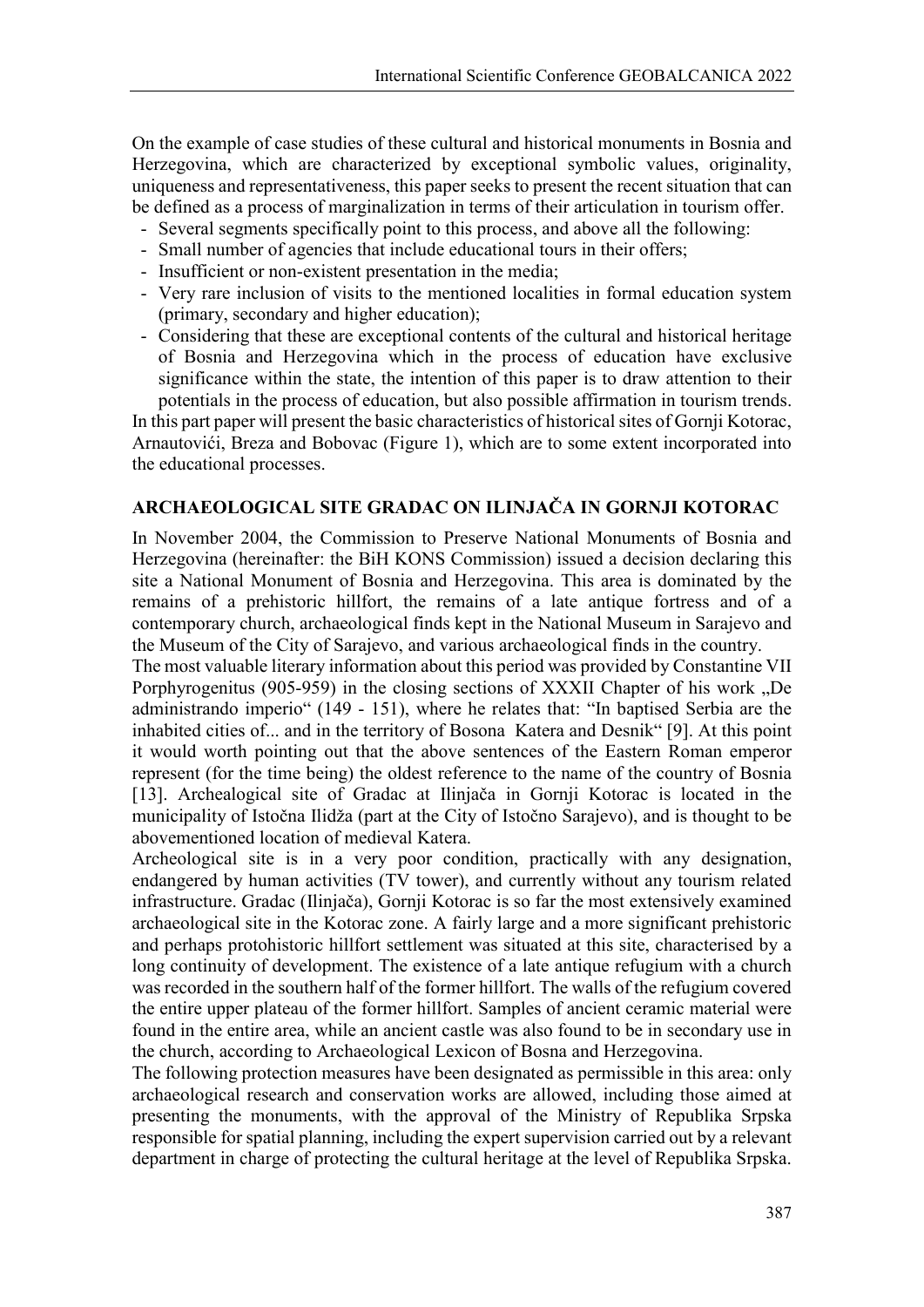On the example of case studies of these cultural and historical monuments in Bosnia and Herzegovina, which are characterized by exceptional symbolic values, originality, uniqueness and representativeness, this paper seeks to present the recent situation that can be defined as a process of marginalization in terms of their articulation in tourism offer.

- Several segments specifically point to this process, and above all the following:
- Small number of agencies that include educational tours in their offers;
- Insufficient or non-existent presentation in the media;
- Very rare inclusion of visits to the mentioned localities in formal education system (primary, secondary and higher education);
- Considering that these are exceptional contents of the cultural and historical heritage of Bosnia and Herzegovina which in the process of education have exclusive significance within the state, the intention of this paper is to draw attention to their potentials in the process of education, but also possible affirmation in tourism trends.

In this part paper will present the basic characteristics of historical sites of Gornji Kotorac, Arnautovići, Breza and Bobovac (Figure 1), which are to some extent incorporated into the educational processes.

## ARCHAEOLOGICAL SITE GRADAC ON ILINJAČA IN GORNJI KOTORAC

In November 2004, the Commission to Preserve National Monuments of Bosnia and Herzegovina (hereinafter: the BiH KONS Commission) issued a decision declaring this site a National Monument of Bosnia and Herzegovina. This area is dominated by the remains of a prehistoric hillfort, the remains of a late antique fortress and of a contemporary church, archaeological finds kept in the National Museum in Sarajevo and the Museum of the City of Sarajevo, and various archaeological finds in the country.

The most valuable literary information about this period was provided by Constantine VII Porphyrogenitus (905-959) in the closing sections of XXXII Chapter of his work „De administrando imperio" (149 - 151), where he relates that: "In baptised Serbia are the inhabited cities of... and in the territory of Bosona Katera and Desnik" [9]. At this point it would worth pointing out that the above sentences of the Eastern Roman emperor represent (for the time being) the oldest reference to the name of the country of Bosnia [13]. Archealogical site of Gradac at Ilinjača in Gornji Kotorac is located in the municipality of Istočna Ilidža (part at the City of Istočno Sarajevo), and is thought to be abovementioned location of medieval Katera.

Archeological site is in a very poor condition, practically with any designation, endangered by human activities (TV tower), and currently without any tourism related infrastructure. Gradac (Ilinjača), Gornji Kotorac is so far the most extensively examined archaeological site in the Kotorac zone. A fairly large and a more significant prehistoric and perhaps protohistoric hillfort settlement was situated at this site, characterised by a long continuity of development. The existence of a late antique refugium with a church was recorded in the southern half of the former hillfort. The walls of the refugium covered the entire upper plateau of the former hillfort. Samples of ancient ceramic material were found in the entire area, while an ancient castle was also found to be in secondary use in the church, according to Archaeological Lexicon of Bosna and Herzegovina.

The following protection measures have been designated as permissible in this area: only archaeological research and conservation works are allowed, including those aimed at presenting the monuments, with the approval of the Ministry of Republika Srpska responsible for spatial planning, including the expert supervision carried out by a relevant department in charge of protecting the cultural heritage at the level of Republika Srpska.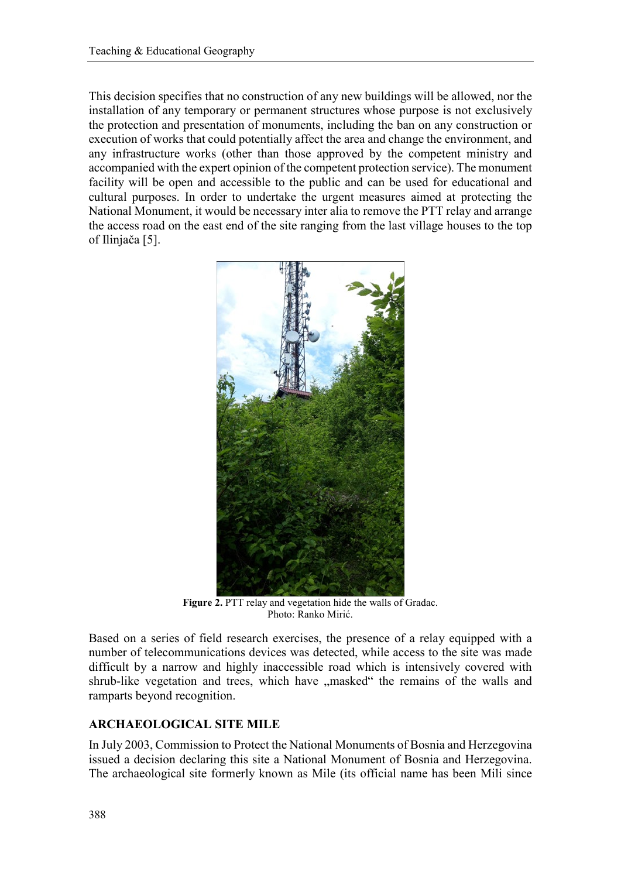This decision specifies that no construction of any new buildings will be allowed, nor the installation of any temporary or permanent structures whose purpose is not exclusively the protection and presentation of monuments, including the ban on any construction or execution of works that could potentially affect the area and change the environment, and any infrastructure works (other than those approved by the competent ministry and accompanied with the expert opinion of the competent protection service). The monument facility will be open and accessible to the public and can be used for educational and cultural purposes. In order to undertake the urgent measures aimed at protecting the National Monument, it would be necessary inter alia to remove the PTT relay and arrange the access road on the east end of the site ranging from the last village houses to the top of Ilinjača [5].

**Figure 2.** PTT relay and vegetation hide the walls of Gradac.
Photo: Ranko Mirić.

Based on a series of field research exercises, the presence of a relay equipped with a number of telecommunications devices was detected, while access to the site was made difficult by a narrow and highly inaccessible road which is intensively covered with shrub-like vegetation and trees, which have „masked" the remains of the walls and ramparts beyond recognition.

## ARCHAEOLOGICAL SITE MILE

In July 2003, Commission to Protect the National Monuments of Bosnia and Herzegovina issued a decision declaring this site a National Monument of Bosnia and Herzegovina. The archaeological site formerly known as Mile (its official name has been Mili since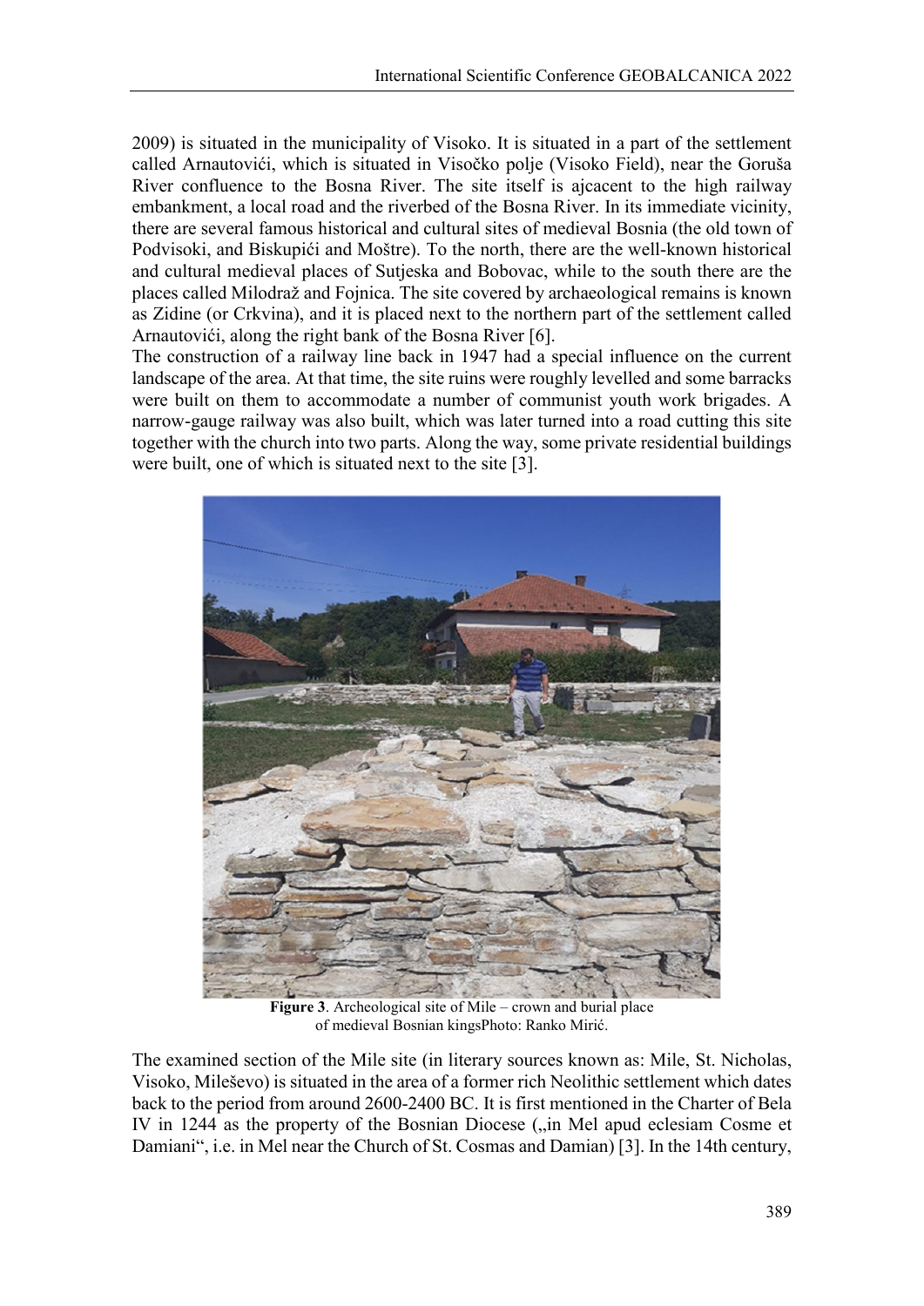2009) is situated in the municipality of Visoko. It is situated in a part of the settlement called Arnautovići, which is situated in Visočko polje (Visoko Field), near the Goruša River confluence to the Bosna River. The site itself is ajcacent to the high railway embankment, a local road and the riverbed of the Bosna River. In its immediate vicinity, there are several famous historical and cultural sites of medieval Bosnia (the old town of Podvisoki, and Biskupići and Moštre). To the north, there are the well-known historical and cultural medieval places of Sutjeska and Bobovac, while to the south there are the places called Milodraž and Fojnica. The site covered by archaeological remains is known as Zidine (or Crkvina), and it is placed next to the northern part of the settlement called Arnautovići, along the right bank of the Bosna River [6].

The construction of a railway line back in 1947 had a special influence on the current landscape of the area. At that time, the site ruins were roughly levelled and some barracks were built on them to accommodate a number of communist youth work brigades. A narrow-gauge railway was also built, which was later turned into a road cutting this site together with the church into two parts. Along the way, some private residential buildings were built, one of which is situated next to the site [3].

**Figure 3**. Archeological site of Mile – crown and burial place of medieval Bosnian kingsPhoto: Ranko Mirić.

The examined section of the Mile site (in literary sources known as: Mile, St. Nicholas, Visoko, Mileševo) is situated in the area of a former rich Neolithic settlement which dates back to the period from around 2600-2400 BC. It is first mentioned in the Charter of Bela IV in 1244 as the property of the Bosnian Diocese („in Mel apud eclesiam Cosme et Damiani", i.e. in Mel near the Church of St. Cosmas and Damian) [3]. In the 14th century,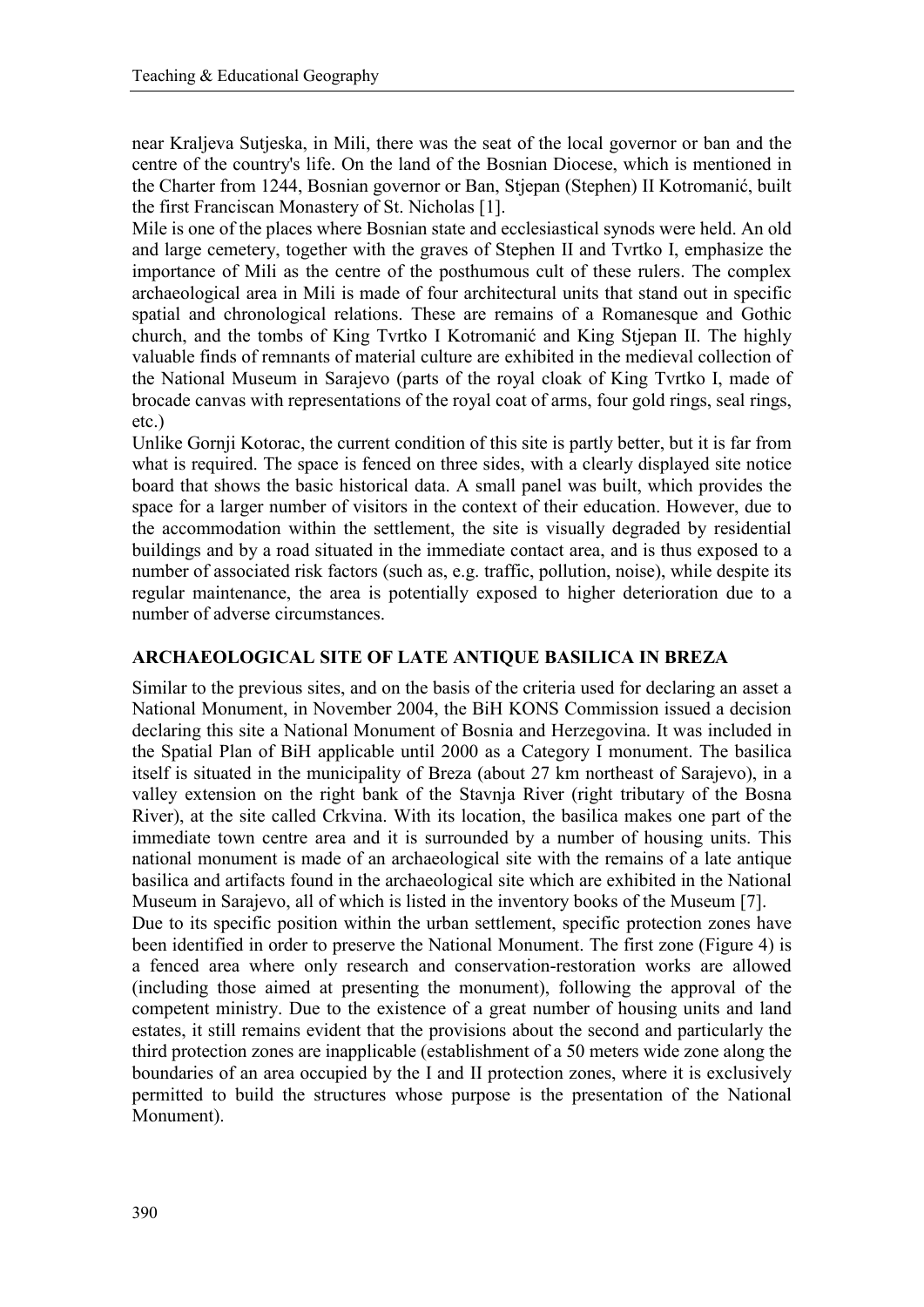near Kraljeva Sutjeska, in Mili, there was the seat of the local governor or ban and the centre of the country's life. On the land of the Bosnian Diocese, which is mentioned in the Charter from 1244, Bosnian governor or Ban, Stjepan (Stephen) II Kotromanić, built the first Franciscan Monastery of St. Nicholas [1].

Mile is one of the places where Bosnian state and ecclesiastical synods were held. An old and large cemetery, together with the graves of Stephen II and Tvrtko I, emphasize the importance of Mili as the centre of the posthumous cult of these rulers. The complex archaeological area in Mili is made of four architectural units that stand out in specific spatial and chronological relations. These are remains of a Romanesque and Gothic church, and the tombs of King Tvrtko I Kotromanić and King Stjepan II. The highly valuable finds of remnants of material culture are exhibited in the medieval collection of the National Museum in Sarajevo (parts of the royal cloak of King Tvrtko I, made of brocade canvas with representations of the royal coat of arms, four gold rings, seal rings, etc.)

Unlike Gornji Kotorac, the current condition of this site is partly better, but it is far from what is required. The space is fenced on three sides, with a clearly displayed site notice board that shows the basic historical data. A small panel was built, which provides the space for a larger number of visitors in the context of their education. However, due to the accommodation within the settlement, the site is visually degraded by residential buildings and by a road situated in the immediate contact area, and is thus exposed to a number of associated risk factors (such as, e.g. traffic, pollution, noise), while despite its regular maintenance, the area is potentially exposed to higher deterioration due to a number of adverse circumstances.

## ARCHAEOLOGICAL SITE OF LATE ANTIQUE BASILICA IN BREZA

Similar to the previous sites, and on the basis of the criteria used for declaring an asset a National Monument, in November 2004, the BiH KONS Commission issued a decision declaring this site a National Monument of Bosnia and Herzegovina. It was included in the Spatial Plan of BiH applicable until 2000 as a Category I monument. The basilica itself is situated in the municipality of Breza (about 27 km northeast of Sarajevo), in a valley extension on the right bank of the Stavnja River (right tributary of the Bosna River), at the site called Crkvina. With its location, the basilica makes one part of the immediate town centre area and it is surrounded by a number of housing units. This national monument is made of an archaeological site with the remains of a late antique basilica and artifacts found in the archaeological site which are exhibited in the National Museum in Sarajevo, all of which is listed in the inventory books of the Museum [7].

Due to its specific position within the urban settlement, specific protection zones have been identified in order to preserve the National Monument. The first zone (Figure 4) is a fenced area where only research and conservation-restoration works are allowed (including those aimed at presenting the monument), following the approval of the competent ministry. Due to the existence of a great number of housing units and land estates, it still remains evident that the provisions about the second and particularly the third protection zones are inapplicable (establishment of a 50 meters wide zone along the boundaries of an area occupied by the I and II protection zones, where it is exclusively permitted to build the structures whose purpose is the presentation of the National Monument).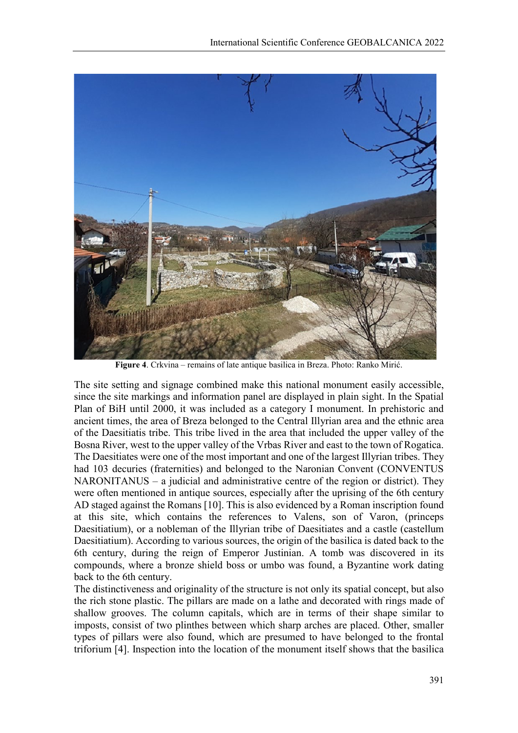**Figure 4**. Crkvina – remains of late antique basilica in Breza. Photo: Ranko Mirić.

The site setting and signage combined make this national monument easily accessible, since the site markings and information panel are displayed in plain sight. In the Spatial Plan of BiH until 2000, it was included as a category I monument. In prehistoric and ancient times, the area of Breza belonged to the Central Illyrian area and the ethnic area of the Daesitiatis tribe. This tribe lived in the area that included the upper valley of the Bosna River, west to the upper valley of the Vrbas River and east to the town of Rogatica. The Daesitiates were one of the most important and one of the largest Illyrian tribes. They had 103 decuries (fraternities) and belonged to the Naronian Convent (CONVENTUS NARONITANUS – a judicial and administrative centre of the region or district). They were often mentioned in antique sources, especially after the uprising of the 6th century AD staged against the Romans [10]. This is also evidenced by a Roman inscription found at this site, which contains the references to Valens, son of Varon, (princeps Daesitiatium), or a nobleman of the Illyrian tribe of Daesitiates and a castle (castellum Daesitiatium). According to various sources, the origin of the basilica is dated back to the 6th century, during the reign of Emperor Justinian. A tomb was discovered in its compounds, where a bronze shield boss or umbo was found, a Byzantine work dating back to the 6th century.

The distinctiveness and originality of the structure is not only its spatial concept, but also the rich stone plastic. The pillars are made on a lathe and decorated with rings made of shallow grooves. The column capitals, which are in terms of their shape similar to imposts, consist of two plinthes between which sharp arches are placed. Other, smaller types of pillars were also found, which are presumed to have belonged to the frontal triforium [4]. Inspection into the location of the monument itself shows that the basilica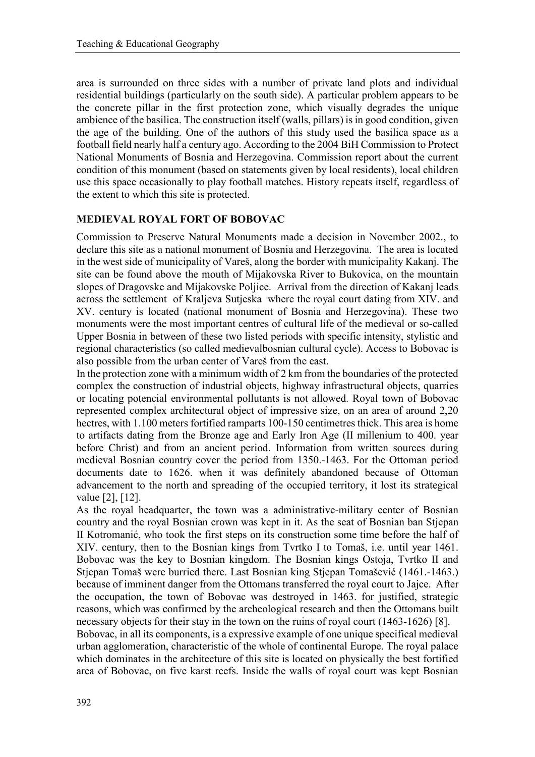area is surrounded on three sides with a number of private land plots and individual residential buildings (particularly on the south side). A particular problem appears to be the concrete pillar in the first protection zone, which visually degrades the unique ambience of the basilica. The construction itself (walls, pillars) is in good condition, given the age of the building. One of the authors of this study used the basilica space as a football field nearly half a century ago. According to the 2004 BiH Commission to Protect National Monuments of Bosnia and Herzegovina. Commission report about the current condition of this monument (based on statements given by local residents), local children use this space occasionally to play football matches. History repeats itself, regardless of the extent to which this site is protected.

## MEDIEVAL ROYAL FORT OF BOBOVAC

Commission to Preserve Natural Monuments made a decision in November 2002., to declare this site as a national monument of Bosnia and Herzegovina. The area is located in the west side of municipality of Vareš, along the border with municipality Kakanj. The site can be found above the mouth of Mijakovska River to Bukovica, on the mountain slopes of Dragovske and Mijakovske Poljice. Arrival from the direction of Kakanj leads across the settlement of Kraljeva Sutjeska where the royal court dating from XIV. and XV. century is located (national monument of Bosnia and Herzegovina). These two monuments were the most important centres of cultural life of the medieval or so-called Upper Bosnia in between of these two listed periods with specific intensity, stylistic and regional characteristics (so called medievalbosnian cultural cycle). Access to Bobovac is also possible from the urban center of Vareš from the east.

In the protection zone with a minimum width of 2 km from the boundaries of the protected complex the construction of industrial objects, highway infrastructural objects, quarries or locating potencial environmental pollutants is not allowed. Royal town of Bobovac represented complex architectural object of impressive size, on an area of around 2,20 hectres, with 1.100 meters fortified ramparts 100-150 centimetres thick. This area is home to artifacts dating from the Bronze age and Early Iron Age (II millenium to 400. year before Christ) and from an ancient period. Information from written sources during medieval Bosnian country cover the period from 1350.-1463. For the Ottoman period documents date to 1626. when it was definitely abandoned because of Ottoman advancement to the north and spreading of the occupied territory, it lost its strategical value [2], [12].

As the royal headquarter, the town was a administrative-military center of Bosnian country and the royal Bosnian crown was kept in it. As the seat of Bosnian ban Stjepan II Kotromanić, who took the first steps on its construction some time before the half of XIV. century, then to the Bosnian kings from Tvrtko I to Tomaš, i.e. until year 1461. Bobovac was the key to Bosnian kingdom. The Bosnian kings Ostoja, Tvrtko II and Stjepan Tomaš were burried there. Last Bosnian king Stjepan Tomašević (1461.-1463.) because of imminent danger from the Ottomans transferred the royal court to Jajce. After the occupation, the town of Bobovac was destroyed in 1463. for justified, strategic reasons, which was confirmed by the archeological research and then the Ottomans built necessary objects for their stay in the town on the ruins of royal court (1463-1626) [8].

Bobovac, in all its components, is a expressive example of one unique specifical medieval urban agglomeration, characteristic of the whole of continental Europe. The royal palace which dominates in the architecture of this site is located on physically the best fortified area of Bobovac, on five karst reefs. Inside the walls of royal court was kept Bosnian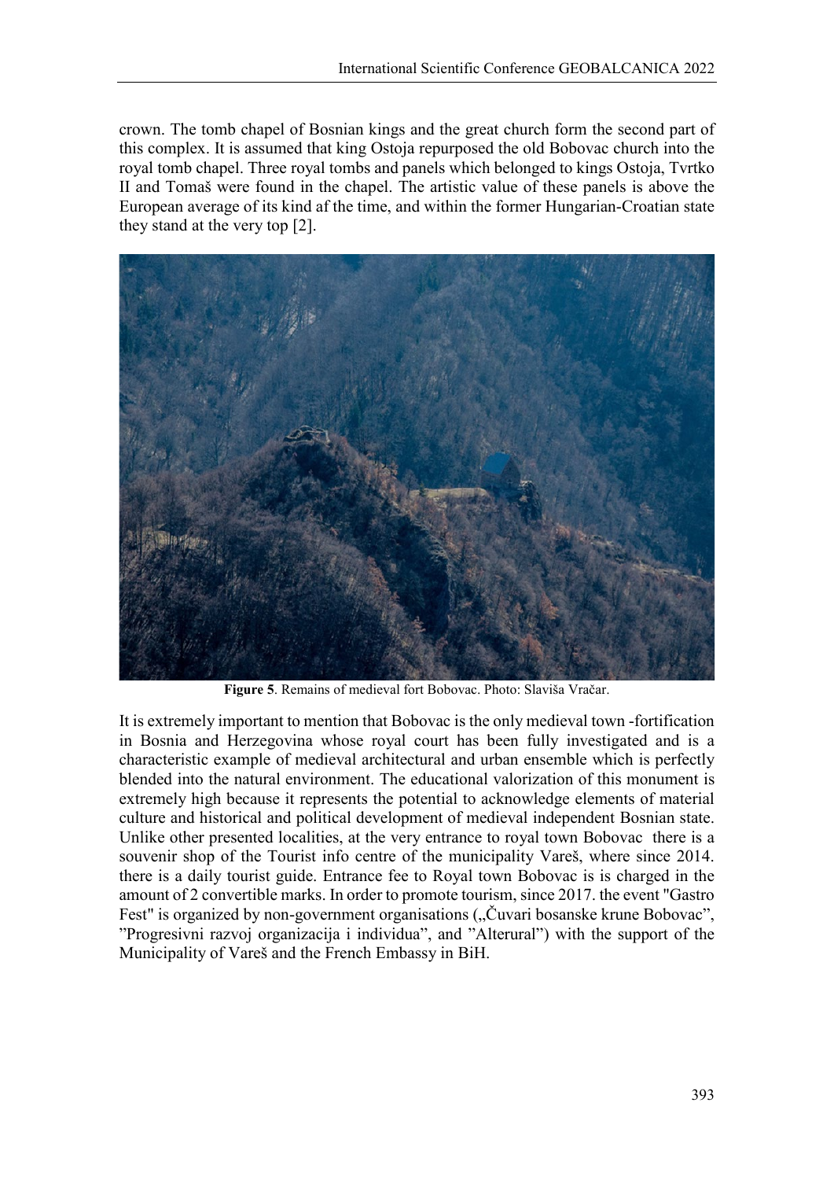crown. The tomb chapel of Bosnian kings and the great church form the second part of this complex. It is assumed that king Ostoja repurposed the old Bobovac church into the royal tomb chapel. Three royal tombs and panels which belonged to kings Ostoja, Tvrtko II and Tomaš were found in the chapel. The artistic value of these panels is above the European average of its kind af the time, and within the former Hungarian-Croatian state they stand at the very top [2].

**Figure 5**. Remains of medieval fort Bobovac. Photo: Slaviša Vračar.

It is extremely important to mention that Bobovac is the only medieval town -fortification in Bosnia and Herzegovina whose royal court has been fully investigated and is a characteristic example of medieval architectural and urban ensemble which is perfectly blended into the natural environment. The educational valorization of this monument is extremely high because it represents the potential to acknowledge elements of material culture and historical and political development of medieval independent Bosnian state. Unlike other presented localities, at the very entrance to royal town Bobovac there is a souvenir shop of the Tourist info centre of the municipality Vareš, where since 2014. there is a daily tourist guide. Entrance fee to Royal town Bobovac is is charged in the amount of 2 convertible marks. In order to promote tourism, since 2017. the event "Gastro Fest" is organized by non-government organisations („Čuvari bosanske krune Bobovac", "Progresivni razvoj organizacija i individua", and "Alterural") with the support of the Municipality of Vareš and the French Embassy in BiH.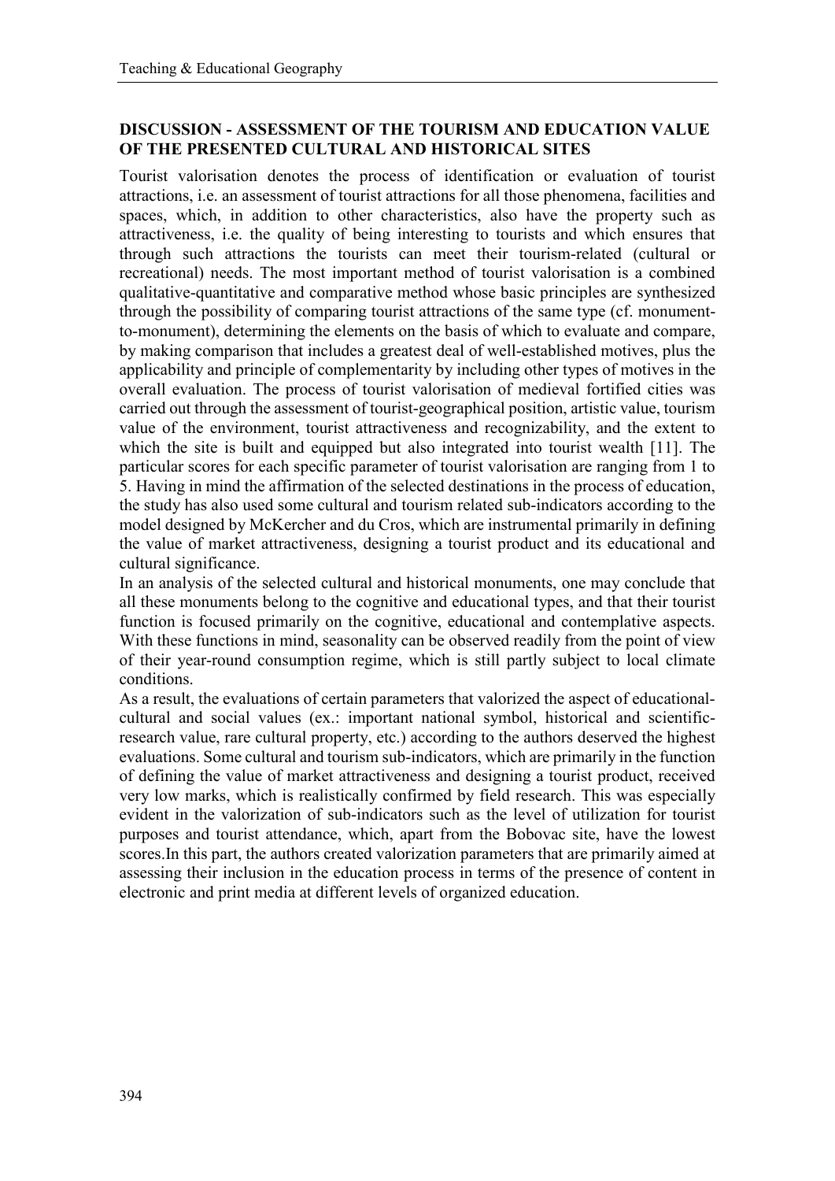## DISCUSSION - ASSESSMENT OF THE TOURISM AND EDUCATION VALUE OF THE PRESENTED CULTURAL AND HISTORICAL SITES

Tourist valorisation denotes the process of identification or evaluation of tourist attractions, i.e. an assessment of tourist attractions for all those phenomena, facilities and spaces, which, in addition to other characteristics, also have the property such as attractiveness, i.e. the quality of being interesting to tourists and which ensures that through such attractions the tourists can meet their tourism-related (cultural or recreational) needs. The most important method of tourist valorisation is a combined qualitative-quantitative and comparative method whose basic principles are synthesized through the possibility of comparing tourist attractions of the same type (cf. monument-to-monument), determining the elements on the basis of which to evaluate and compare, by making comparison that includes a greatest deal of well-established motives, plus the applicability and principle of complementarity by including other types of motives in the overall evaluation. The process of tourist valorisation of medieval fortified cities was carried out through the assessment of tourist-geographical position, artistic value, tourism value of the environment, tourist attractiveness and recognizability, and the extent to which the site is built and equipped but also integrated into tourist wealth [11]. The particular scores for each specific parameter of tourist valorisation are ranging from 1 to 5. Having in mind the affirmation of the selected destinations in the process of education, the study has also used some cultural and tourism related sub-indicators according to the model designed by McKercher and du Cros, which are instrumental primarily in defining the value of market attractiveness, designing a tourist product and its educational and cultural significance.

In an analysis of the selected cultural and historical monuments, one may conclude that all these monuments belong to the cognitive and educational types, and that their tourist function is focused primarily on the cognitive, educational and contemplative aspects. With these functions in mind, seasonality can be observed readily from the point of view of their year-round consumption regime, which is still partly subject to local climate conditions.

As a result, the evaluations of certain parameters that valorized the aspect of educational-cultural and social values (ex.: important national symbol, historical and scientific-research value, rare cultural property, etc.) according to the authors deserved the highest evaluations. Some cultural and tourism sub-indicators, which are primarily in the function of defining the value of market attractiveness and designing a tourist product, received very low marks, which is realistically confirmed by field research. This was especially evident in the valorization of sub-indicators such as the level of utilization for tourist purposes and tourist attendance, which, apart from the Bobovac site, have the lowest scores.In this part, the authors created valorization parameters that are primarily aimed at assessing their inclusion in the education process in terms of the presence of content in electronic and print media at different levels of organized education.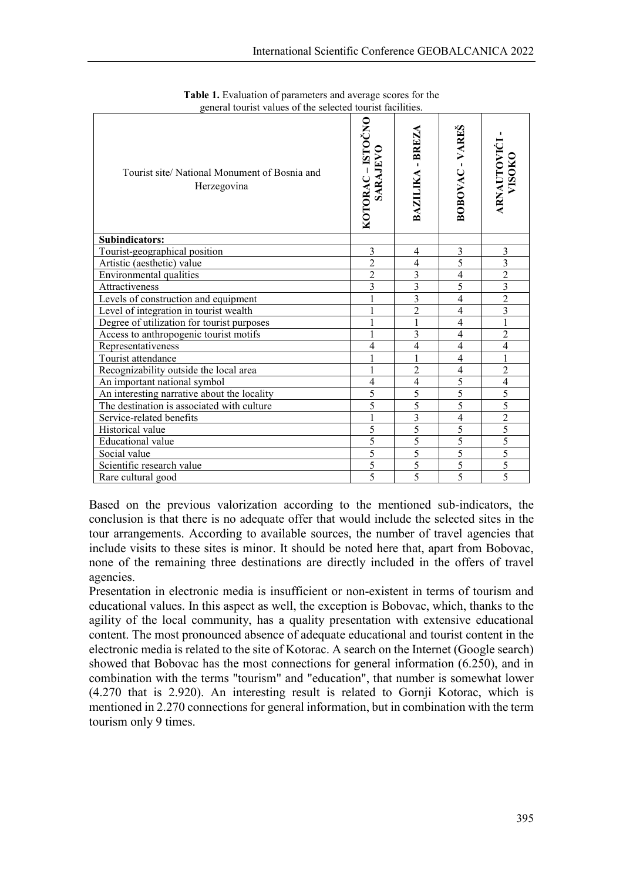**Table 1.** Evaluation of parameters and average scores for the general tourist values of the selected tourist facilities.

| Tourist site/ National Monument of Bosnia and Herzegovina | KOTORAC – ISTOČNO SARAJEVO | BAZILIKA - BREZA | BOBOVAC - VAREŠ | ARNAUTOVIĆI - VISOKO |
|---|---|---|---|---|
| **Subindicators:** | | | | |
| Tourist-geographical position | 3 | 4 | 3 | 3 |
| Artistic (aesthetic) value | 2 | 4 | 5 | 3 |
| Environmental qualities | 2 | 3 | 4 | 2 |
| Attractiveness | 3 | 3 | 5 | 3 |
| Levels of construction and equipment | 1 | 3 | 4 | 2 |
| Level of integration in tourist wealth | 1 | 2 | 4 | 3 |
| Degree of utilization for tourist purposes | 1 | 1 | 4 | 1 |
| Access to anthropogenic tourist motifs | 1 | 3 | 4 | 2 |
| Representativeness | 4 | 4 | 4 | 4 |
| Tourist attendance | 1 | 1 | 4 | 1 |
| Recognizability outside the local area | 1 | 2 | 4 | 2 |
| An important national symbol | 4 | 4 | 5 | 4 |
| An interesting narrative about the locality | 5 | 5 | 5 | 5 |
| The destination is associated with culture | 5 | 5 | 5 | 5 |
| Service-related benefits | 1 | 3 | 4 | 2 |
| Historical value | 5 | 5 | 5 | 5 |
| Educational value | 5 | 5 | 5 | 5 |
| Social value | 5 | 5 | 5 | 5 |
| Scientific research value | 5 | 5 | 5 | 5 |
| Rare cultural good | 5 | 5 | 5 | 5 |

Based on the previous valorization according to the mentioned sub-indicators, the conclusion is that there is no adequate offer that would include the selected sites in the tour arrangements. According to available sources, the number of travel agencies that include visits to these sites is minor. It should be noted here that, apart from Bobovac, none of the remaining three destinations are directly included in the offers of travel agencies.

Presentation in electronic media is insufficient or non-existent in terms of tourism and educational values. In this aspect as well, the exception is Bobovac, which, thanks to the agility of the local community, has a quality presentation with extensive educational content. The most pronounced absence of adequate educational and tourist content in the electronic media is related to the site of Kotorac. A search on the Internet (Google search) showed that Bobovac has the most connections for general information (6.250), and in combination with the terms "tourism" and "education", that number is somewhat lower (4.270 that is 2.920). An interesting result is related to Gornji Kotorac, which is mentioned in 2.270 connections for general information, but in combination with the term tourism only 9 times.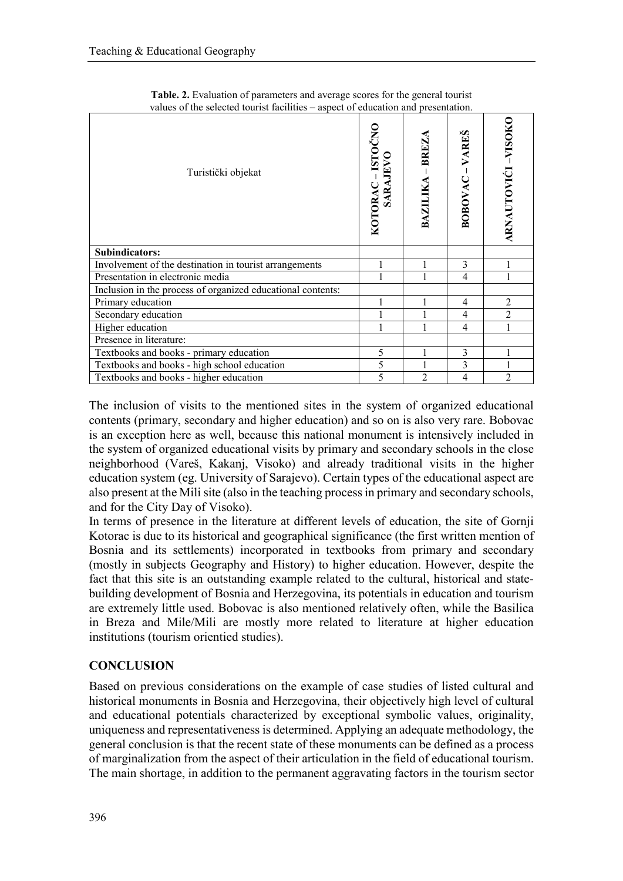**Table. 2.** Evaluation of parameters and average scores for the general tourist values of the selected tourist facilities – aspect of education and presentation.

| Turistički objekat | KOTORAC – ISTOČNO SARAJEVO | BAZILIKA – BREZA | BOBOVAC – VAREŠ | ARNAUTOVIĆI – VISOKO |
|---|---|---|---|---|
| **Subindicators:** | | | | |
| Involvement of the destination in tourist arrangements | 1 | 1 | 3 | 1 |
| Presentation in electronic media | 1 | 1 | 4 | 1 |
| Inclusion in the process of organized educational contents: | | | | |
| Primary education | 1 | 1 | 4 | 2 |
| Secondary education | 1 | 1 | 4 | 2 |
| Higher education | 1 | 1 | 4 | 1 |
| Presence in literature: | | | | |
| Textbooks and books - primary education | 5 | 1 | 3 | 1 |
| Textbooks and books - high school education | 5 | 1 | 3 | 1 |
| Textbooks and books - higher education | 5 | 2 | 4 | 2 |

The inclusion of visits to the mentioned sites in the system of organized educational contents (primary, secondary and higher education) and so on is also very rare. Bobovac is an exception here as well, because this national monument is intensively included in the system of organized educational visits by primary and secondary schools in the close neighborhood (Vareš, Kakanj, Visoko) and already traditional visits in the higher education system (eg. University of Sarajevo). Certain types of the educational aspect are also present at the Mili site (also in the teaching process in primary and secondary schools, and for the City Day of Visoko).

In terms of presence in the literature at different levels of education, the site of Gornji Kotorac is due to its historical and geographical significance (the first written mention of Bosnia and its settlements) incorporated in textbooks from primary and secondary (mostly in subjects Geography and History) to higher education. However, despite the fact that this site is an outstanding example related to the cultural, historical and state-building development of Bosnia and Herzegovina, its potentials in education and tourism are extremely little used. Bobovac is also mentioned relatively often, while the Basilica in Breza and Mile/Mili are mostly more related to literature at higher education institutions (tourism orientied studies).

## CONCLUSION

Based on previous considerations on the example of case studies of listed cultural and historical monuments in Bosnia and Herzegovina, their objectively high level of cultural and educational potentials characterized by exceptional symbolic values, originality, uniqueness and representativeness is determined. Applying an adequate methodology, the general conclusion is that the recent state of these monuments can be defined as a process of marginalization from the aspect of their articulation in the field of educational tourism. The main shortage, in addition to the permanent aggravating factors in the tourism sector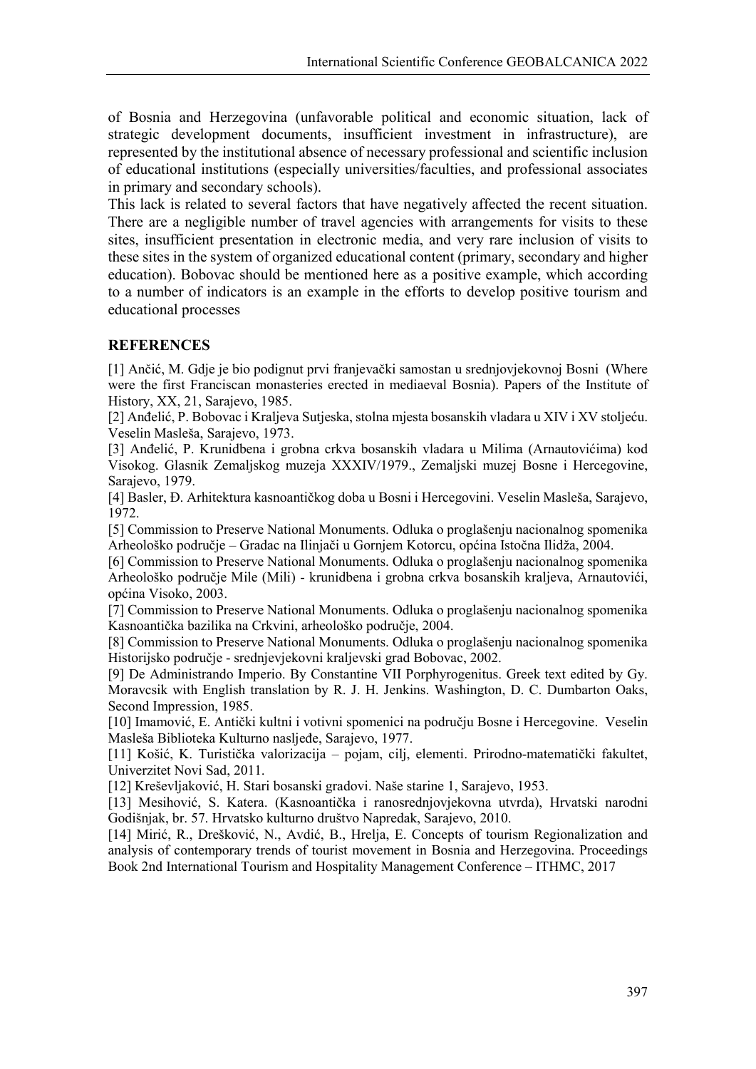of Bosnia and Herzegovina (unfavorable political and economic situation, lack of strategic development documents, insufficient investment in infrastructure), are represented by the institutional absence of necessary professional and scientific inclusion of educational institutions (especially universities/faculties, and professional associates in primary and secondary schools).

This lack is related to several factors that have negatively affected the recent situation. There are a negligible number of travel agencies with arrangements for visits to these sites, insufficient presentation in electronic media, and very rare inclusion of visits to these sites in the system of organized educational content (primary, secondary and higher education). Bobovac should be mentioned here as a positive example, which according to a number of indicators is an example in the efforts to develop positive tourism and educational processes

## REFERENCES

[1] Ančić, M. Gdje je bio podignut prvi franjevački samostan u srednjovjekovnoj Bosni (Where were the first Franciscan monasteries erected in mediaeval Bosnia). Papers of the Institute of History, XX, 21, Sarajevo, 1985.

[2] Anđelić, P. Bobovac i Kraljeva Sutjeska, stolna mjesta bosanskih vladara u XIV i XV stoljeću. Veselin Masleša, Sarajevo, 1973.

[3] Anđelić, P. Krunidbena i grobna crkva bosanskih vladara u Milima (Arnautovićima) kod Visokog. Glasnik Zemaljskog muzeja XXXIV/1979., Zemaljski muzej Bosne i Hercegovine, Sarajevo, 1979.

[4] Basler, Đ. Arhitektura kasnoantičkog doba u Bosni i Hercegovini. Veselin Masleša, Sarajevo, 1972.

[5] Commission to Preserve National Monuments. Odluka o proglašenju nacionalnog spomenika Arheološko područje – Gradac na Ilinjači u Gornjem Kotorcu, općina Istočna Ilidža, 2004.

[6] Commission to Preserve National Monuments. Odluka o proglašenju nacionalnog spomenika Arheološko područje Mile (Mili) - krunidbena i grobna crkva bosanskih kraljeva, Arnautovići, općina Visoko, 2003.

[7] Commission to Preserve National Monuments. Odluka o proglašenju nacionalnog spomenika Kasnoantička bazilika na Crkvini, arheološko područje, 2004.

[8] Commission to Preserve National Monuments. Odluka o proglašenju nacionalnog spomenika Historijsko područje - srednjevjekovni kraljevski grad Bobovac, 2002.

[9] De Administrando Imperio. By Constantine VII Porphyrogenitus. Greek text edited by Gy. Moravcsik with English translation by R. J. H. Jenkins. Washington, D. C. Dumbarton Oaks, Second Impression, 1985.

[10] Imamović, E. Antički kultni i votivni spomenici na području Bosne i Hercegovine. Veselin Masleša Biblioteka Kulturno nasljeđe, Sarajevo, 1977.

[11] Košić, K. Turistička valorizacija – pojam, cilj, elementi. Prirodno-matematički fakultet, Univerzitet Novi Sad, 2011.

[12] Kreševljaković, H. Stari bosanski gradovi. Naše starine 1, Sarajevo, 1953.

[13] Mesihović, S. Katera. (Kasnoantička i ranosrednjovjekovna utvrda), Hrvatski narodni Godišnjak, br. 57. Hrvatsko kulturno društvo Napredak, Sarajevo, 2010.

[14] Mirić, R., Drešković, N., Avdić, B., Hrelja, E. Concepts of tourism Regionalization and analysis of contemporary trends of tourist movement in Bosnia and Herzegovina. Proceedings Book 2nd International Tourism and Hospitality Management Conference – ITHMC, 2017